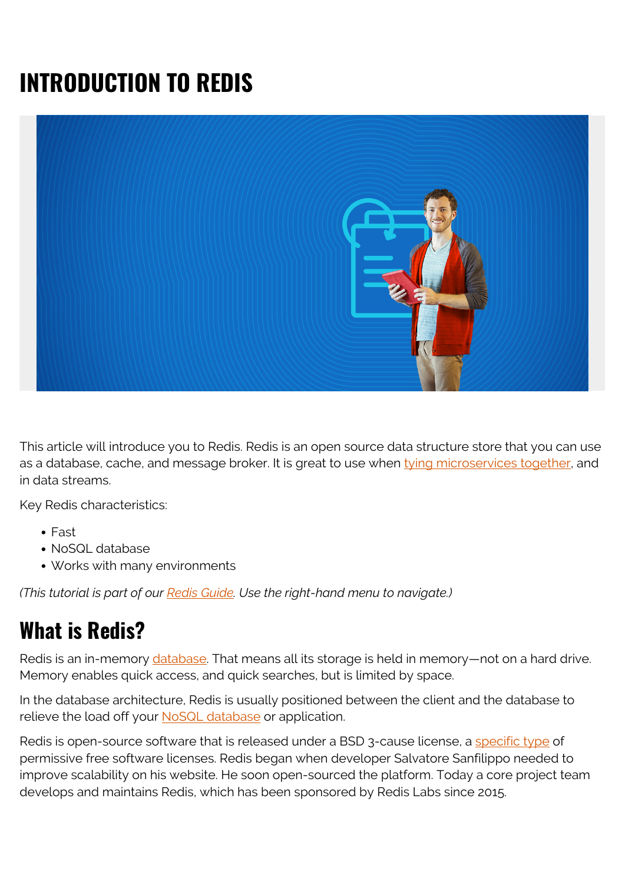# INTRODUCTION TO REDIS

This article will introduce you to Redis. Redis is an open source data structure store that you can use as a database, cache, and message broker. It is great to use when tying microservices together, and in data streams.

Key Redis characteristics:

- Fast
- NoSQL database
- Works with many environments

*(This tutorial is part of our Redis Guide. Use the right-hand menu to navigate.)*

## What is Redis?

Redis is an in-memory database. That means all its storage is held in memory—not on a hard drive. Memory enables quick access, and quick searches, but is limited by space.

In the database architecture, Redis is usually positioned between the client and the database to relieve the load off your NoSQL database or application.

Redis is open-source software that is released under a BSD 3-cause license, a specific type of permissive free software licenses. Redis began when developer Salvatore Sanfilippo needed to improve scalability on his website. He soon open-sourced the platform. Today a core project team develops and maintains Redis, which has been sponsored by Redis Labs since 2015.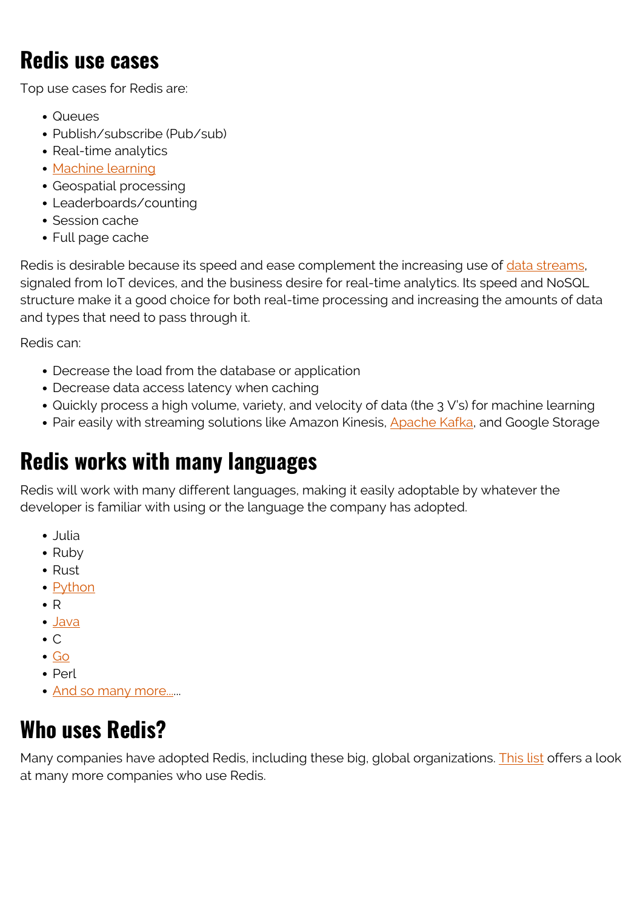## Redis use cases

Top use cases for Redis are:

- Queues
- Publish/subscribe (Pub/sub)
- Real-time analytics
- Machine learning
- Geospatial processing
- Leaderboards/counting
- Session cache
- Full page cache

Redis is desirable because its speed and ease complement the increasing use of data streams, signaled from IoT devices, and the business desire for real-time analytics. Its speed and NoSQL structure make it a good choice for both real-time processing and increasing the amounts of data and types that need to pass through it.

Redis can:

- Decrease the load from the database or application
- Decrease data access latency when caching
- Quickly process a high volume, variety, and velocity of data (the 3 V's) for machine learning
- Pair easily with streaming solutions like Amazon Kinesis, Apache Kafka, and Google Storage

## Redis works with many languages

Redis will work with many different languages, making it easily adoptable by whatever the developer is familiar with using or the language the company has adopted.

- Julia
- Ruby
- Rust
- Python
- R
- Java
- C
- Go
- Perl
- And so many more….

## Who uses Redis?

Many companies have adopted Redis, including these big, global organizations. This list offers a look at many more companies who use Redis.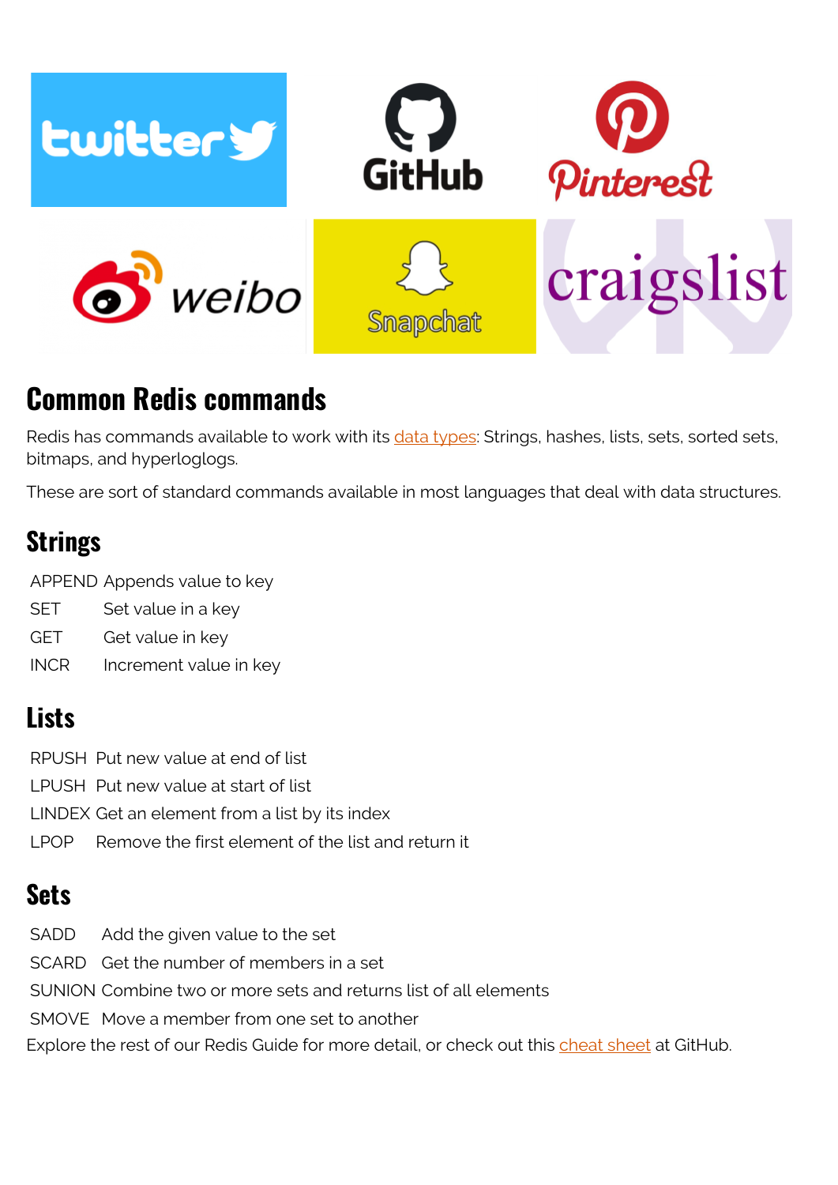## Common Redis commands

Redis has commands available to work with its data types: Strings, hashes, lists, sets, sorted sets, bitmaps, and hyperloglogs.

These are sort of standard commands available in most languages that deal with data structures.

### Strings

| | |
|---|---|
| APPEND | Appends value to key |
| SET | Set value in a key |
| GET | Get value in key |
| INCR | Increment value in key |

### Lists

| | |
|---|---|
| RPUSH | Put new value at end of list |
| LPUSH | Put new value at start of list |
| LINDEX | Get an element from a list by its index |
| LPOP | Remove the first element of the list and return it |

### Sets

| | |
|---|---|
| SADD | Add the given value to the set |
| SCARD | Get the number of members in a set |
| SUNION | Combine two or more sets and returns list of all elements |
| SMOVE | Move a member from one set to another |

Explore the rest of our Redis Guide for more detail, or check out this cheat sheet at GitHub.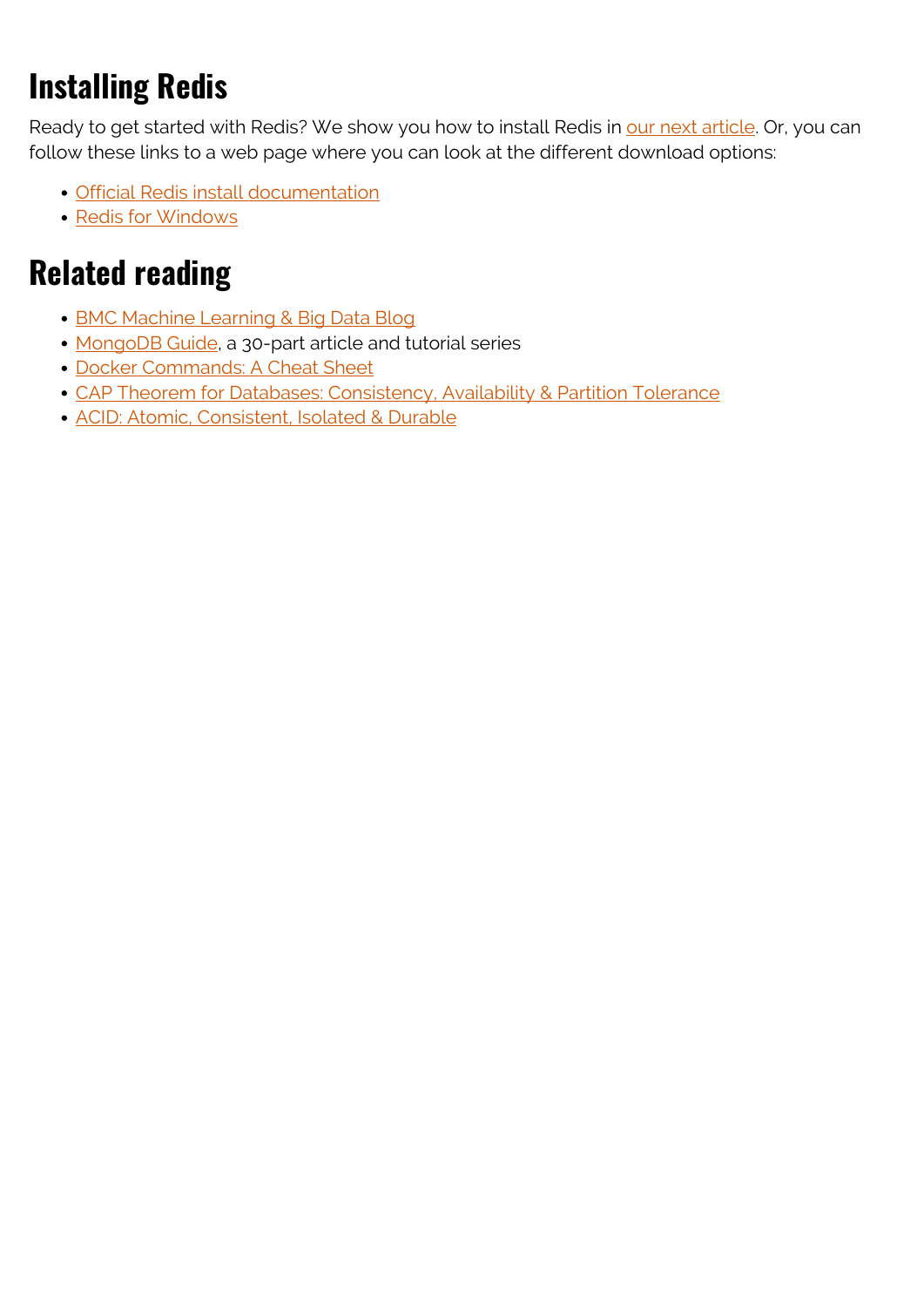## Installing Redis

Ready to get started with Redis? We show you how to install Redis in our next article. Or, you can follow these links to a web page where you can look at the different download options:

- Official Redis install documentation
- Redis for Windows

## Related reading

- BMC Machine Learning & Big Data Blog
- MongoDB Guide, a 30-part article and tutorial series
- Docker Commands: A Cheat Sheet
- CAP Theorem for Databases: Consistency, Availability & Partition Tolerance
- ACID: Atomic, Consistent, Isolated & Durable